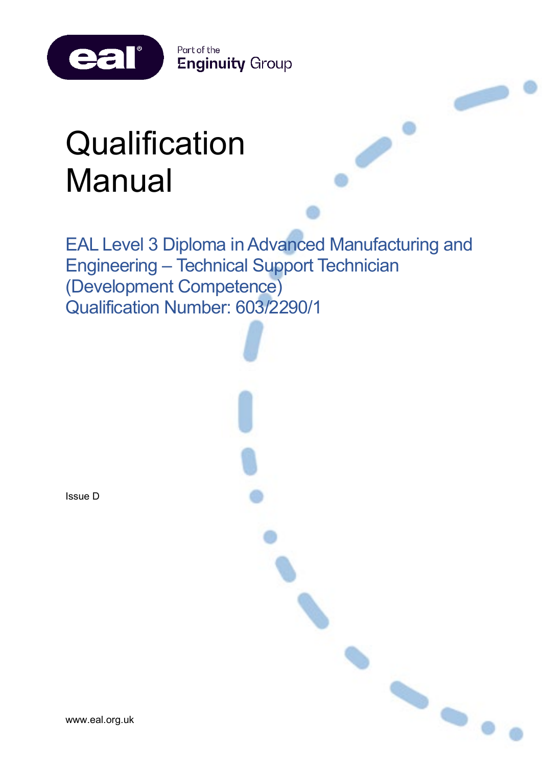Part of the Enginuity Group

# Qualification Manual

## EAL Level 3 Diploma in Advanced Manufacturing and Engineering – Technical Support Technician (Development Competence)
## Qualification Number: 603/2290/1

Issue D

www.eal.org.uk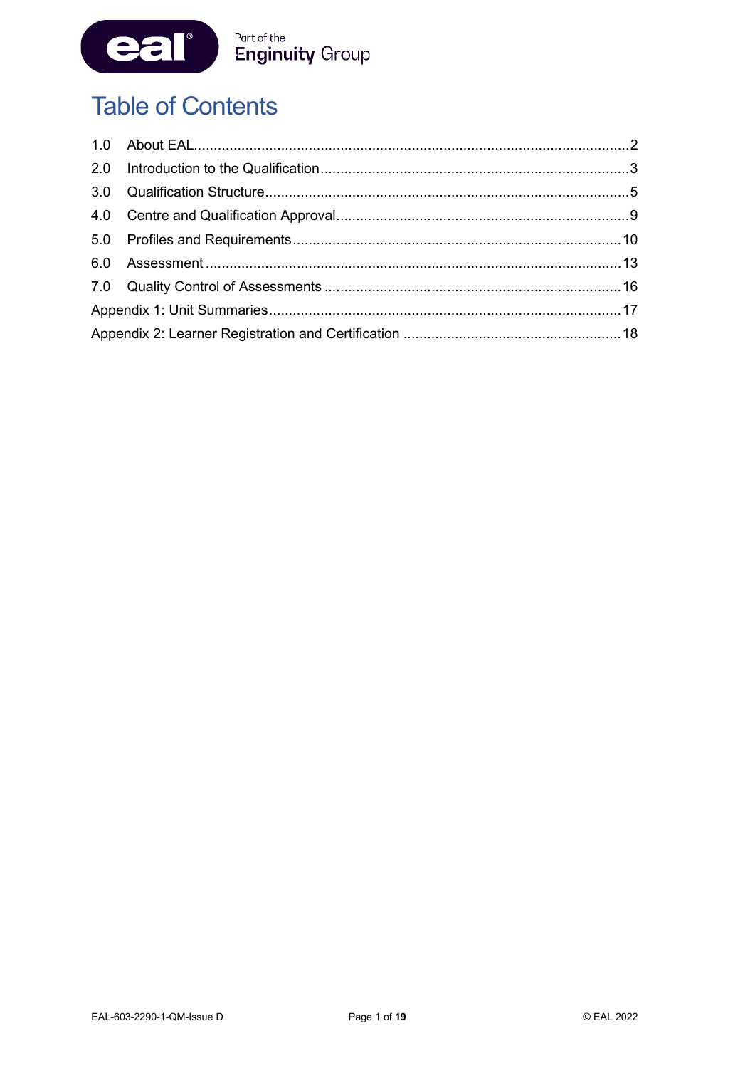# Table of Contents

1.0 About EAL.....2

2.0 Introduction to the Qualification.....3

3.0 Qualification Structure.....5

4.0 Centre and Qualification Approval.....9

5.0 Profiles and Requirements.....10

6.0 Assessment.....13

7.0 Quality Control of Assessments.....16

Appendix 1: Unit Summaries.....17

Appendix 2: Learner Registration and Certification.....18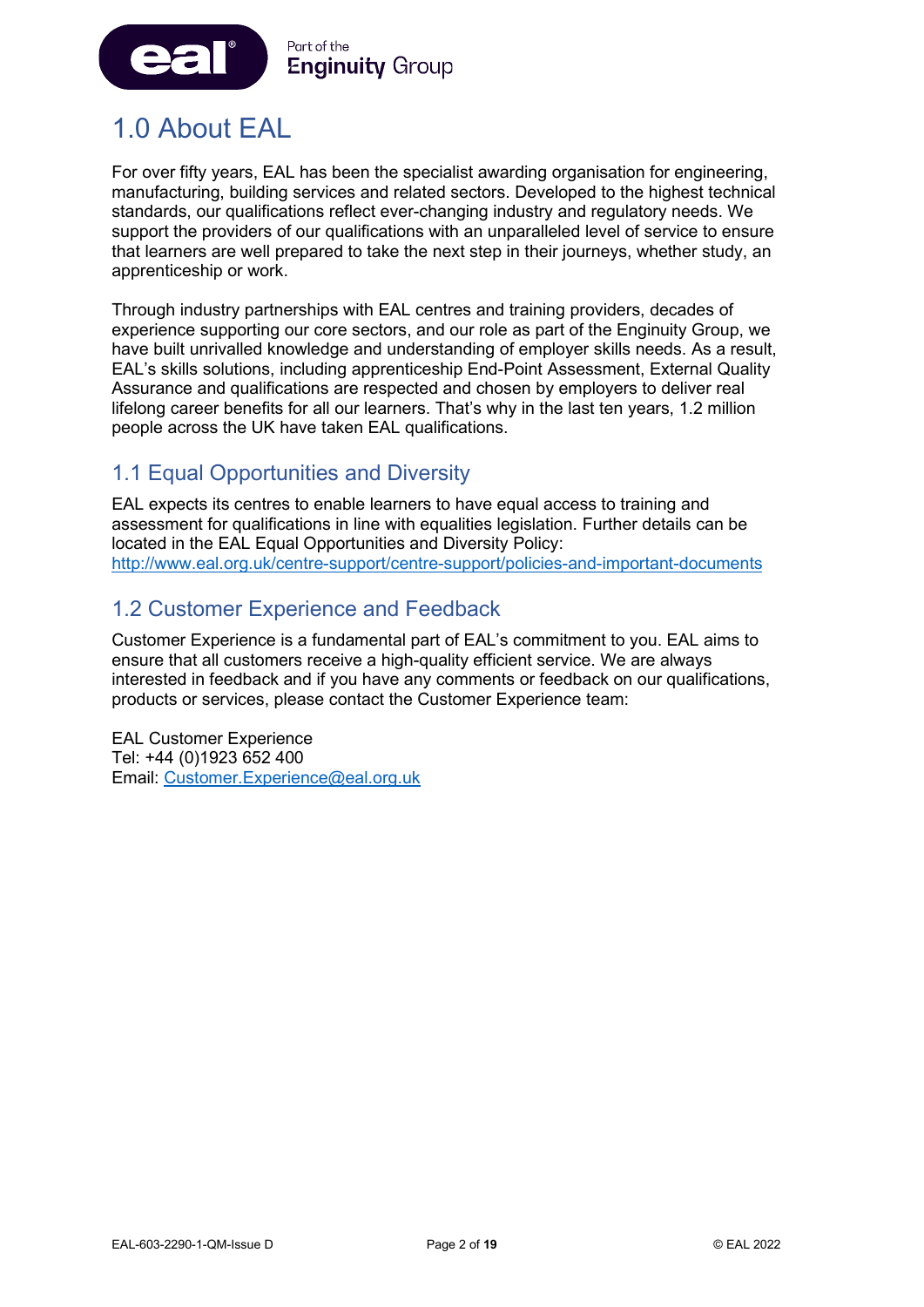# 1.0 About EAL

For over fifty years, EAL has been the specialist awarding organisation for engineering, manufacturing, building services and related sectors. Developed to the highest technical standards, our qualifications reflect ever-changing industry and regulatory needs. We support the providers of our qualifications with an unparalleled level of service to ensure that learners are well prepared to take the next step in their journeys, whether study, an apprenticeship or work.

Through industry partnerships with EAL centres and training providers, decades of experience supporting our core sectors, and our role as part of the Enginuity Group, we have built unrivalled knowledge and understanding of employer skills needs. As a result, EAL's skills solutions, including apprenticeship End-Point Assessment, External Quality Assurance and qualifications are respected and chosen by employers to deliver real lifelong career benefits for all our learners. That's why in the last ten years, 1.2 million people across the UK have taken EAL qualifications.

## 1.1 Equal Opportunities and Diversity

EAL expects its centres to enable learners to have equal access to training and assessment for qualifications in line with equalities legislation. Further details can be located in the EAL Equal Opportunities and Diversity Policy:
http://www.eal.org.uk/centre-support/centre-support/policies-and-important-documents

## 1.2 Customer Experience and Feedback

Customer Experience is a fundamental part of EAL's commitment to you. EAL aims to ensure that all customers receive a high-quality efficient service. We are always interested in feedback and if you have any comments or feedback on our qualifications, products or services, please contact the Customer Experience team:

EAL Customer Experience
Tel: +44 (0)1923 652 400
Email: Customer.Experience@eal.org.uk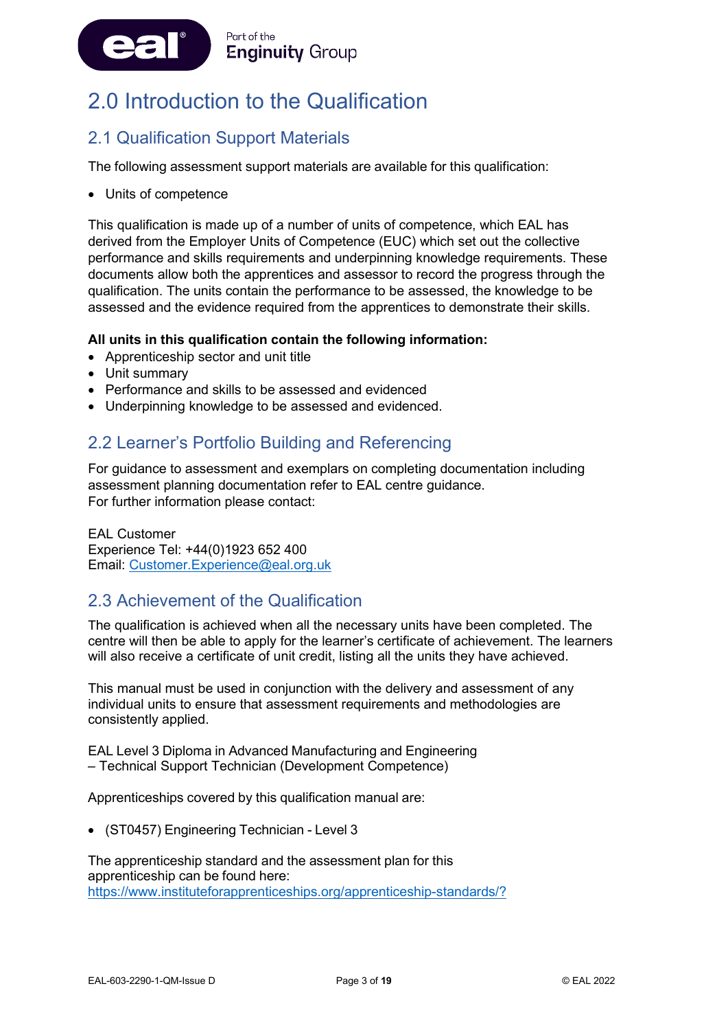# 2.0 Introduction to the Qualification

## 2.1 Qualification Support Materials

The following assessment support materials are available for this qualification:

- Units of competence

This qualification is made up of a number of units of competence, which EAL has derived from the Employer Units of Competence (EUC) which set out the collective performance and skills requirements and underpinning knowledge requirements. These documents allow both the apprentices and assessor to record the progress through the qualification. The units contain the performance to be assessed, the knowledge to be assessed and the evidence required from the apprentices to demonstrate their skills.

**All units in this qualification contain the following information:**

- Apprenticeship sector and unit title
- Unit summary
- Performance and skills to be assessed and evidenced
- Underpinning knowledge to be assessed and evidenced.

## 2.2 Learner's Portfolio Building and Referencing

For guidance to assessment and exemplars on completing documentation including assessment planning documentation refer to EAL centre guidance.
For further information please contact:

EAL Customer
Experience Tel: +44(0)1923 652 400
Email: Customer.Experience@eal.org.uk

## 2.3 Achievement of the Qualification

The qualification is achieved when all the necessary units have been completed. The centre will then be able to apply for the learner's certificate of achievement. The learners will also receive a certificate of unit credit, listing all the units they have achieved.

This manual must be used in conjunction with the delivery and assessment of any individual units to ensure that assessment requirements and methodologies are consistently applied.

EAL Level 3 Diploma in Advanced Manufacturing and Engineering
– Technical Support Technician (Development Competence)

Apprenticeships covered by this qualification manual are:

- (ST0457) Engineering Technician - Level 3

The apprenticeship standard and the assessment plan for this apprenticeship can be found here:
https://www.instituteforapprenticeships.org/apprenticeship-standards/?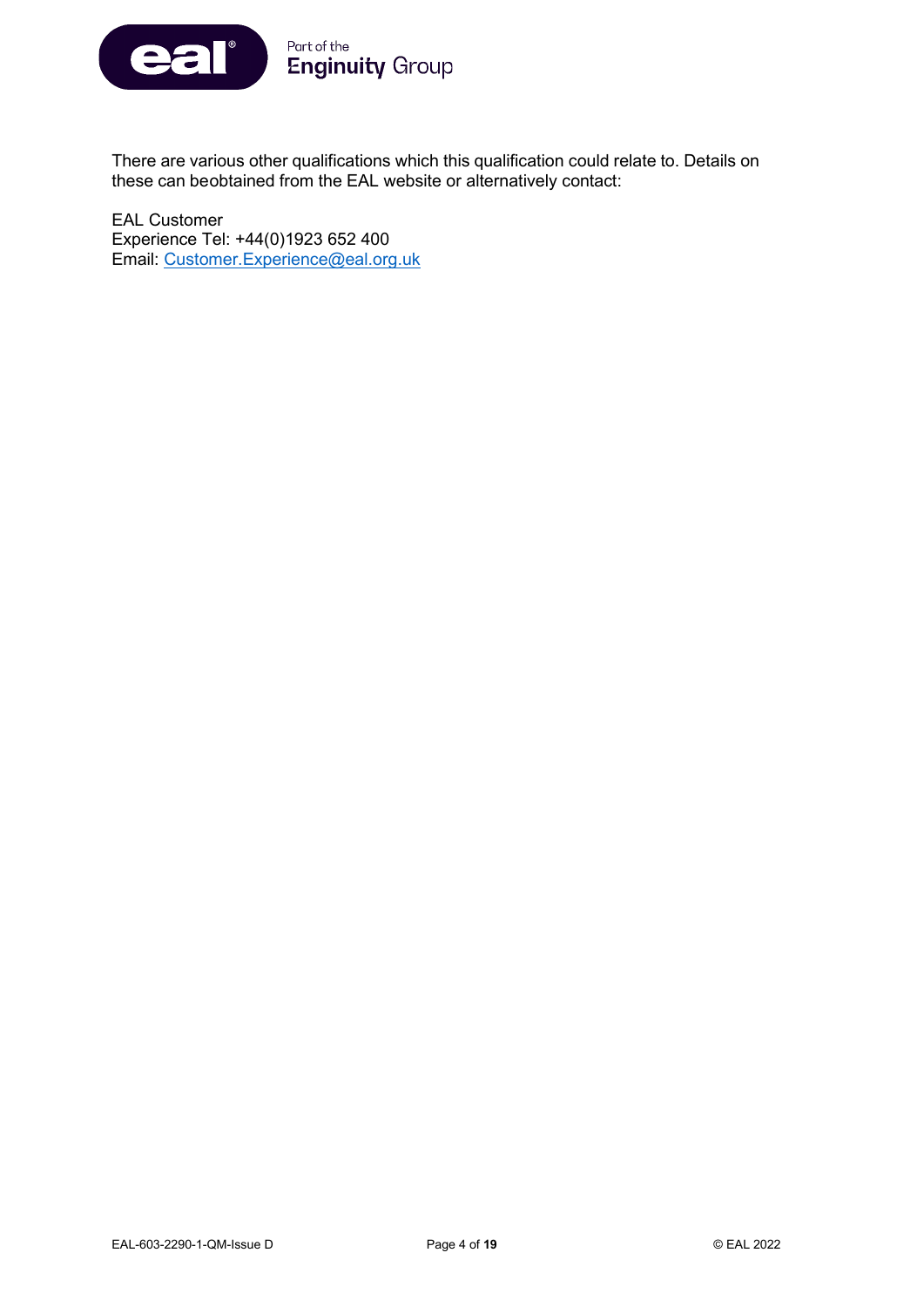There are various other qualifications which this qualification could relate to. Details on these can beobtained from the EAL website or alternatively contact:

EAL Customer
Experience Tel: +44(0)1923 652 400
Email: Customer.Experience@eal.org.uk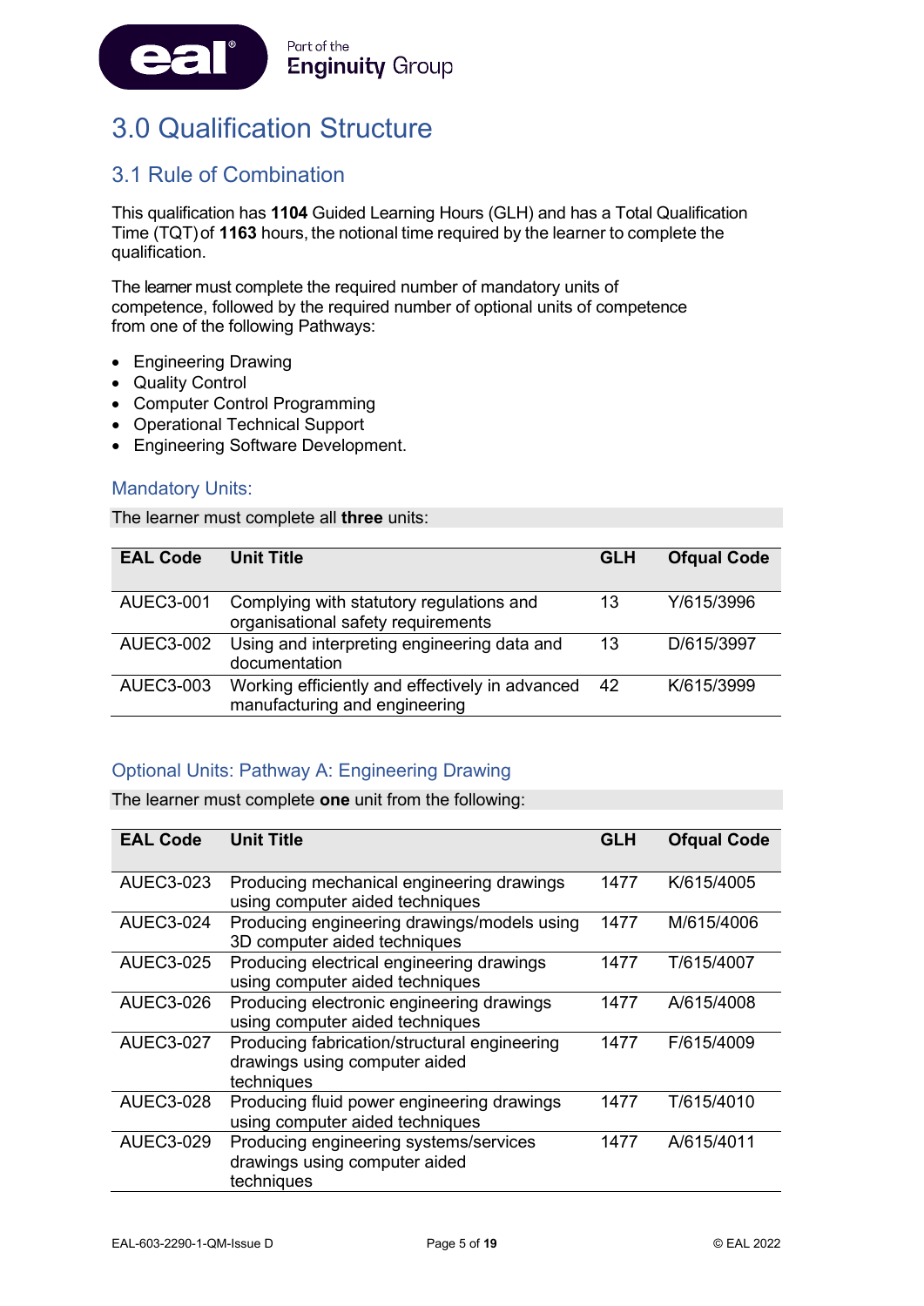# 3.0 Qualification Structure

## 3.1 Rule of Combination

This qualification has **1104** Guided Learning Hours (GLH) and has a Total Qualification Time (TQT) of **1163** hours, the notional time required by the learner to complete the qualification.

The learner must complete the required number of mandatory units of competence, followed by the required number of optional units of competence from one of the following Pathways:

- Engineering Drawing
- Quality Control
- Computer Control Programming
- Operational Technical Support
- Engineering Software Development.

### Mandatory Units:

The learner must complete all **three** units:

| EAL Code | Unit Title | GLH | Ofqual Code |
|---|---|---|---|
| AUEC3-001 | Complying with statutory regulations and organisational safety requirements | 13 | Y/615/3996 |
| AUEC3-002 | Using and interpreting engineering data and documentation | 13 | D/615/3997 |
| AUEC3-003 | Working efficiently and effectively in advanced manufacturing and engineering | 42 | K/615/3999 |

### Optional Units: Pathway A: Engineering Drawing

The learner must complete **one** unit from the following:

| EAL Code | Unit Title | GLH | Ofqual Code |
|---|---|---|---|
| AUEC3-023 | Producing mechanical engineering drawings using computer aided techniques | 1477 | K/615/4005 |
| AUEC3-024 | Producing engineering drawings/models using 3D computer aided techniques | 1477 | M/615/4006 |
| AUEC3-025 | Producing electrical engineering drawings using computer aided techniques | 1477 | T/615/4007 |
| AUEC3-026 | Producing electronic engineering drawings using computer aided techniques | 1477 | A/615/4008 |
| AUEC3-027 | Producing fabrication/structural engineering drawings using computer aided techniques | 1477 | F/615/4009 |
| AUEC3-028 | Producing fluid power engineering drawings using computer aided techniques | 1477 | T/615/4010 |
| AUEC3-029 | Producing engineering systems/services drawings using computer aided techniques | 1477 | A/615/4011 |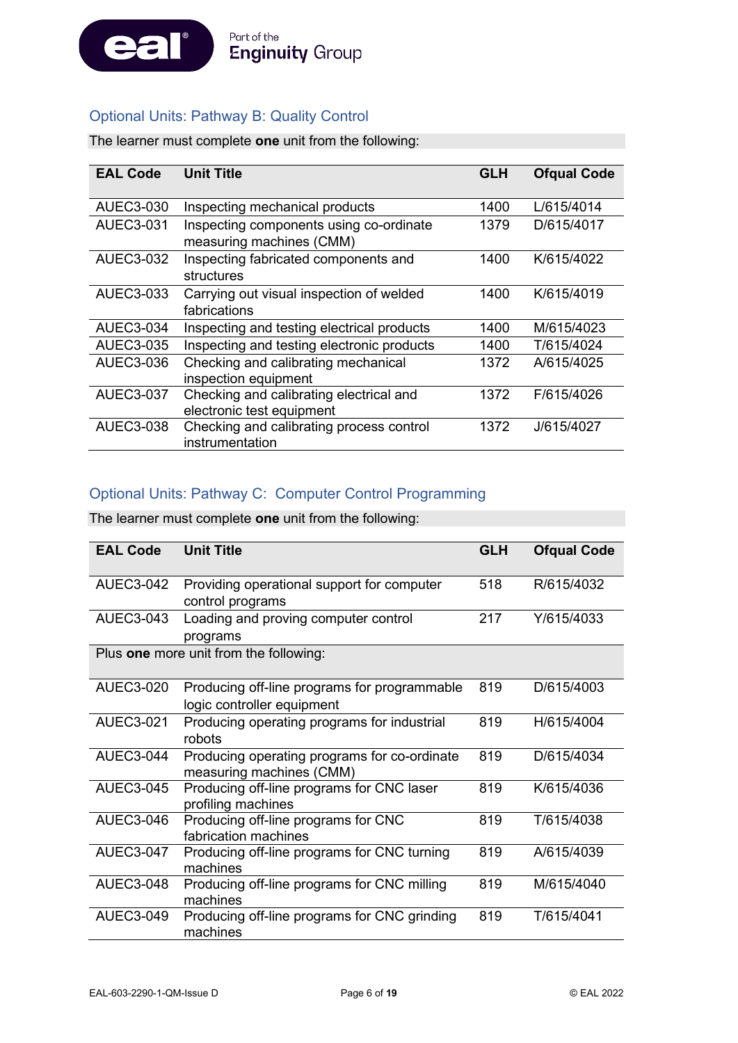## Optional Units: Pathway B: Quality Control

The learner must complete **one** unit from the following:

| EAL Code | Unit Title | GLH | Ofqual Code |
|---|---|---|---|
| AUEC3-030 | Inspecting mechanical products | 1400 | L/615/4014 |
| AUEC3-031 | Inspecting components using co-ordinate measuring machines (CMM) | 1379 | D/615/4017 |
| AUEC3-032 | Inspecting fabricated components and structures | 1400 | K/615/4022 |
| AUEC3-033 | Carrying out visual inspection of welded fabrications | 1400 | K/615/4019 |
| AUEC3-034 | Inspecting and testing electrical products | 1400 | M/615/4023 |
| AUEC3-035 | Inspecting and testing electronic products | 1400 | T/615/4024 |
| AUEC3-036 | Checking and calibrating mechanical inspection equipment | 1372 | A/615/4025 |
| AUEC3-037 | Checking and calibrating electrical and electronic test equipment | 1372 | F/615/4026 |
| AUEC3-038 | Checking and calibrating process control instrumentation | 1372 | J/615/4027 |

## Optional Units: Pathway C: Computer Control Programming

The learner must complete **one** unit from the following:

| EAL Code | Unit Title | GLH | Ofqual Code |
|---|---|---|---|
| AUEC3-042 | Providing operational support for computer control programs | 518 | R/615/4032 |
| AUEC3-043 | Loading and proving computer control programs | 217 | Y/615/4033 |
| Plus **one** more unit from the following: | | | |
| AUEC3-020 | Producing off-line programs for programmable logic controller equipment | 819 | D/615/4003 |
| AUEC3-021 | Producing operating programs for industrial robots | 819 | H/615/4004 |
| AUEC3-044 | Producing operating programs for co-ordinate measuring machines (CMM) | 819 | D/615/4034 |
| AUEC3-045 | Producing off-line programs for CNC laser profiling machines | 819 | K/615/4036 |
| AUEC3-046 | Producing off-line programs for CNC fabrication machines | 819 | T/615/4038 |
| AUEC3-047 | Producing off-line programs for CNC turning machines | 819 | A/615/4039 |
| AUEC3-048 | Producing off-line programs for CNC milling machines | 819 | M/615/4040 |
| AUEC3-049 | Producing off-line programs for CNC grinding machines | 819 | T/615/4041 |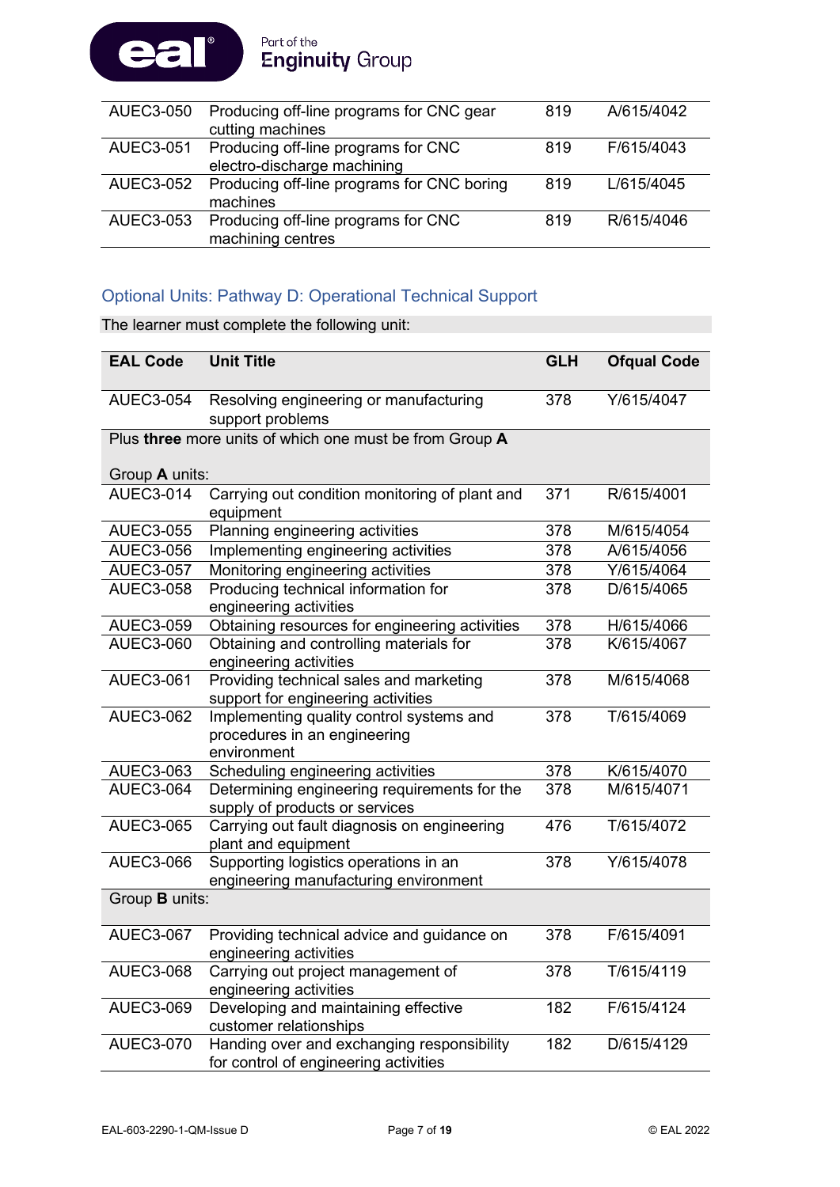| AUEC3-050 | Producing off-line programs for CNC gear cutting machines | 819 | A/615/4042 |
|---|---|---|---|
| AUEC3-051 | Producing off-line programs for CNC electro-discharge machining | 819 | F/615/4043 |
| AUEC3-052 | Producing off-line programs for CNC boring machines | 819 | L/615/4045 |
| AUEC3-053 | Producing off-line programs for CNC machining centres | 819 | R/615/4046 |

## Optional Units: Pathway D: Operational Technical Support

The learner must complete the following unit:

| EAL Code | Unit Title | GLH | Ofqual Code |
|---|---|---|---|
| AUEC3-054 | Resolving engineering or manufacturing support problems | 378 | Y/615/4047 |
| Plus **three** more units of which one must be from Group **A**<br><br>Group **A** units: | | | |
| AUEC3-014 | Carrying out condition monitoring of plant and equipment | 371 | R/615/4001 |
| AUEC3-055 | Planning engineering activities | 378 | M/615/4054 |
| AUEC3-056 | Implementing engineering activities | 378 | A/615/4056 |
| AUEC3-057 | Monitoring engineering activities | 378 | Y/615/4064 |
| AUEC3-058 | Producing technical information for engineering activities | 378 | D/615/4065 |
| AUEC3-059 | Obtaining resources for engineering activities | 378 | H/615/4066 |
| AUEC3-060 | Obtaining and controlling materials for engineering activities | 378 | K/615/4067 |
| AUEC3-061 | Providing technical sales and marketing support for engineering activities | 378 | M/615/4068 |
| AUEC3-062 | Implementing quality control systems and procedures in an engineering environment | 378 | T/615/4069 |
| AUEC3-063 | Scheduling engineering activities | 378 | K/615/4070 |
| AUEC3-064 | Determining engineering requirements for the supply of products or services | 378 | M/615/4071 |
| AUEC3-065 | Carrying out fault diagnosis on engineering plant and equipment | 476 | T/615/4072 |
| AUEC3-066 | Supporting logistics operations in an engineering manufacturing environment | 378 | Y/615/4078 |
| Group **B** units: | | | |
| AUEC3-067 | Providing technical advice and guidance on engineering activities | 378 | F/615/4091 |
| AUEC3-068 | Carrying out project management of engineering activities | 378 | T/615/4119 |
| AUEC3-069 | Developing and maintaining effective customer relationships | 182 | F/615/4124 |
| AUEC3-070 | Handing over and exchanging responsibility for control of engineering activities | 182 | D/615/4129 |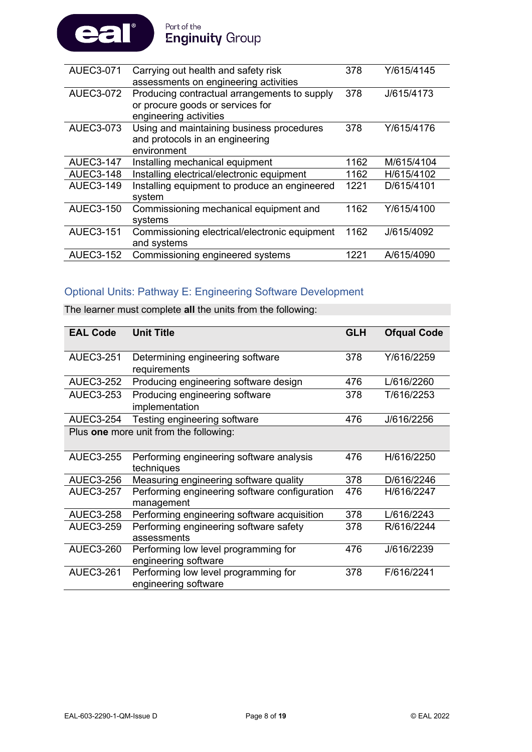| | | | |
|---|---|---|---|
| AUEC3-071 | Carrying out health and safety risk assessments on engineering activities | 378 | Y/615/4145 |
| AUEC3-072 | Producing contractual arrangements to supply or procure goods or services for engineering activities | 378 | J/615/4173 |
| AUEC3-073 | Using and maintaining business procedures and protocols in an engineering environment | 378 | Y/615/4176 |
| AUEC3-147 | Installing mechanical equipment | 1162 | M/615/4104 |
| AUEC3-148 | Installing electrical/electronic equipment | 1162 | H/615/4102 |
| AUEC3-149 | Installing equipment to produce an engineered system | 1221 | D/615/4101 |
| AUEC3-150 | Commissioning mechanical equipment and systems | 1162 | Y/615/4100 |
| AUEC3-151 | Commissioning electrical/electronic equipment and systems | 1162 | J/615/4092 |
| AUEC3-152 | Commissioning engineered systems | 1221 | A/615/4090 |

## Optional Units: Pathway E: Engineering Software Development

The learner must complete **all** the units from the following:

| EAL Code | Unit Title | GLH | Ofqual Code |
|---|---|---|---|
| AUEC3-251 | Determining engineering software requirements | 378 | Y/616/2259 |
| AUEC3-252 | Producing engineering software design | 476 | L/616/2260 |
| AUEC3-253 | Producing engineering software implementation | 378 | T/616/2253 |
| AUEC3-254 | Testing engineering software | 476 | J/616/2256 |
| Plus **one** more unit from the following: | | | |
| AUEC3-255 | Performing engineering software analysis techniques | 476 | H/616/2250 |
| AUEC3-256 | Measuring engineering software quality | 378 | D/616/2246 |
| AUEC3-257 | Performing engineering software configuration management | 476 | H/616/2247 |
| AUEC3-258 | Performing engineering software acquisition | 378 | L/616/2243 |
| AUEC3-259 | Performing engineering software safety assessments | 378 | R/616/2244 |
| AUEC3-260 | Performing low level programming for engineering software | 476 | J/616/2239 |
| AUEC3-261 | Performing low level programming for engineering software | 378 | F/616/2241 |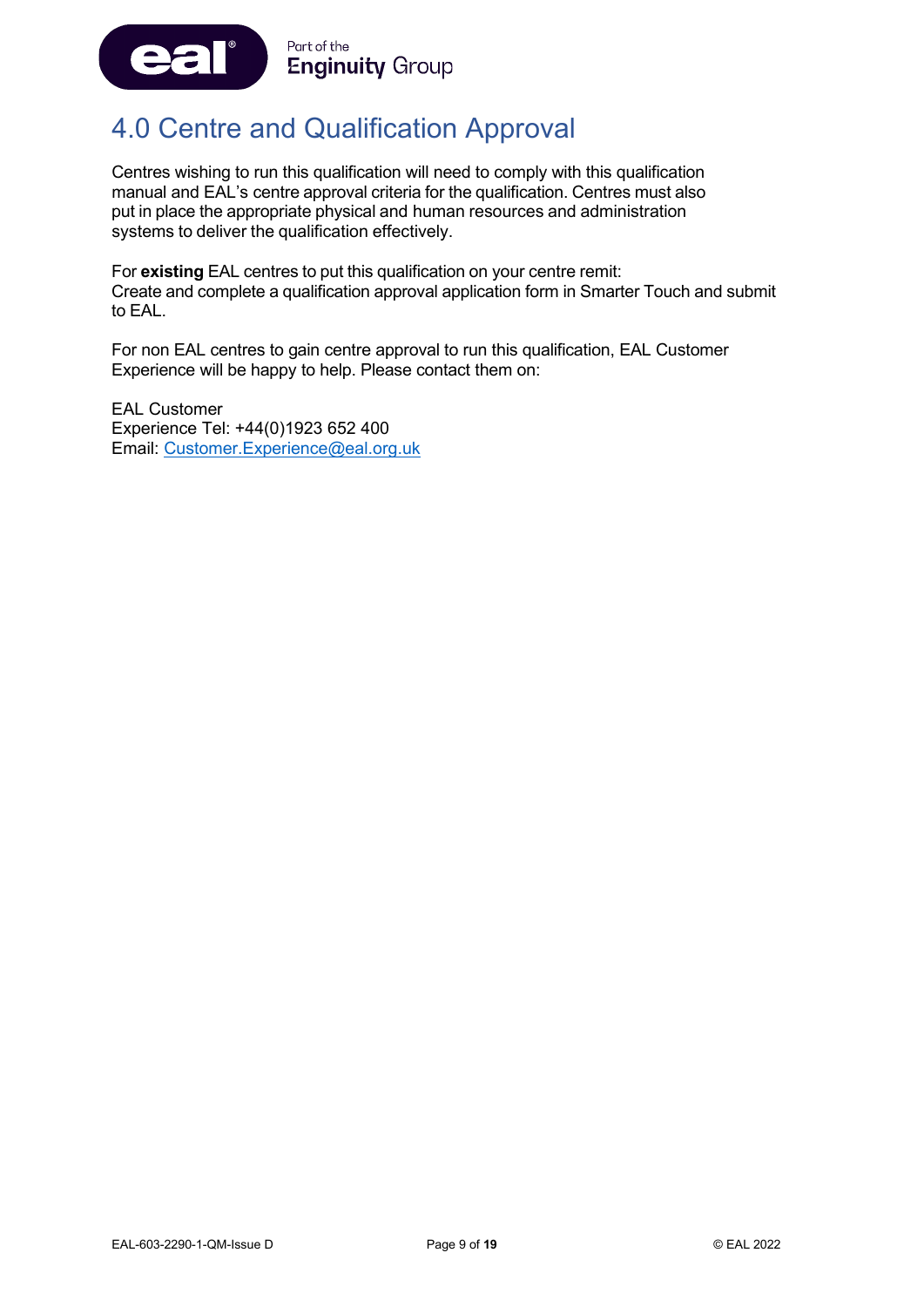# 4.0 Centre and Qualification Approval

Centres wishing to run this qualification will need to comply with this qualification manual and EAL's centre approval criteria for the qualification. Centres must also put in place the appropriate physical and human resources and administration systems to deliver the qualification effectively.

For **existing** EAL centres to put this qualification on your centre remit:
Create and complete a qualification approval application form in Smarter Touch and submit to EAL.

For non EAL centres to gain centre approval to run this qualification, EAL Customer Experience will be happy to help. Please contact them on:

EAL Customer
Experience Tel: +44(0)1923 652 400
Email: Customer.Experience@eal.org.uk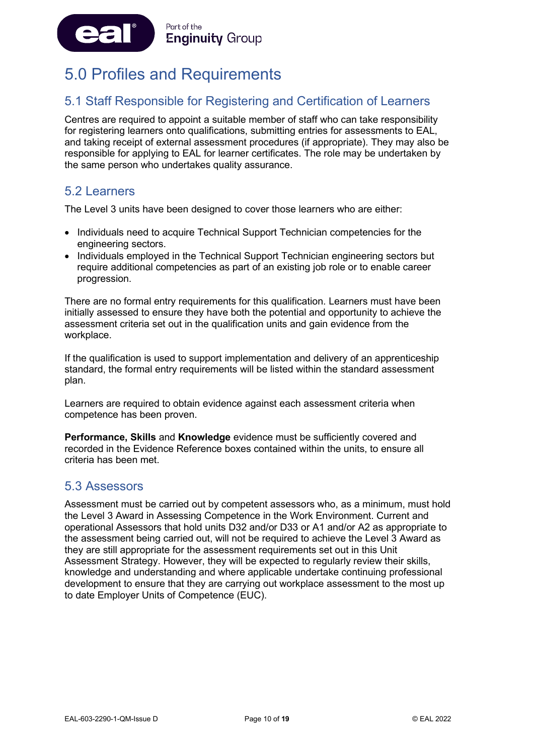# 5.0 Profiles and Requirements

## 5.1 Staff Responsible for Registering and Certification of Learners

Centres are required to appoint a suitable member of staff who can take responsibility for registering learners onto qualifications, submitting entries for assessments to EAL, and taking receipt of external assessment procedures (if appropriate). They may also be responsible for applying to EAL for learner certificates. The role may be undertaken by the same person who undertakes quality assurance.

## 5.2 Learners

The Level 3 units have been designed to cover those learners who are either:

- Individuals need to acquire Technical Support Technician competencies for the engineering sectors.
- Individuals employed in the Technical Support Technician engineering sectors but require additional competencies as part of an existing job role or to enable career progression.

There are no formal entry requirements for this qualification. Learners must have been initially assessed to ensure they have both the potential and opportunity to achieve the assessment criteria set out in the qualification units and gain evidence from the workplace.

If the qualification is used to support implementation and delivery of an apprenticeship standard, the formal entry requirements will be listed within the standard assessment plan.

Learners are required to obtain evidence against each assessment criteria when competence has been proven.

**Performance, Skills** and **Knowledge** evidence must be sufficiently covered and recorded in the Evidence Reference boxes contained within the units, to ensure all criteria has been met.

## 5.3 Assessors

Assessment must be carried out by competent assessors who, as a minimum, must hold the Level 3 Award in Assessing Competence in the Work Environment. Current and operational Assessors that hold units D32 and/or D33 or A1 and/or A2 as appropriate to the assessment being carried out, will not be required to achieve the Level 3 Award as they are still appropriate for the assessment requirements set out in this Unit Assessment Strategy. However, they will be expected to regularly review their skills, knowledge and understanding and where applicable undertake continuing professional development to ensure that they are carrying out workplace assessment to the most up to date Employer Units of Competence (EUC).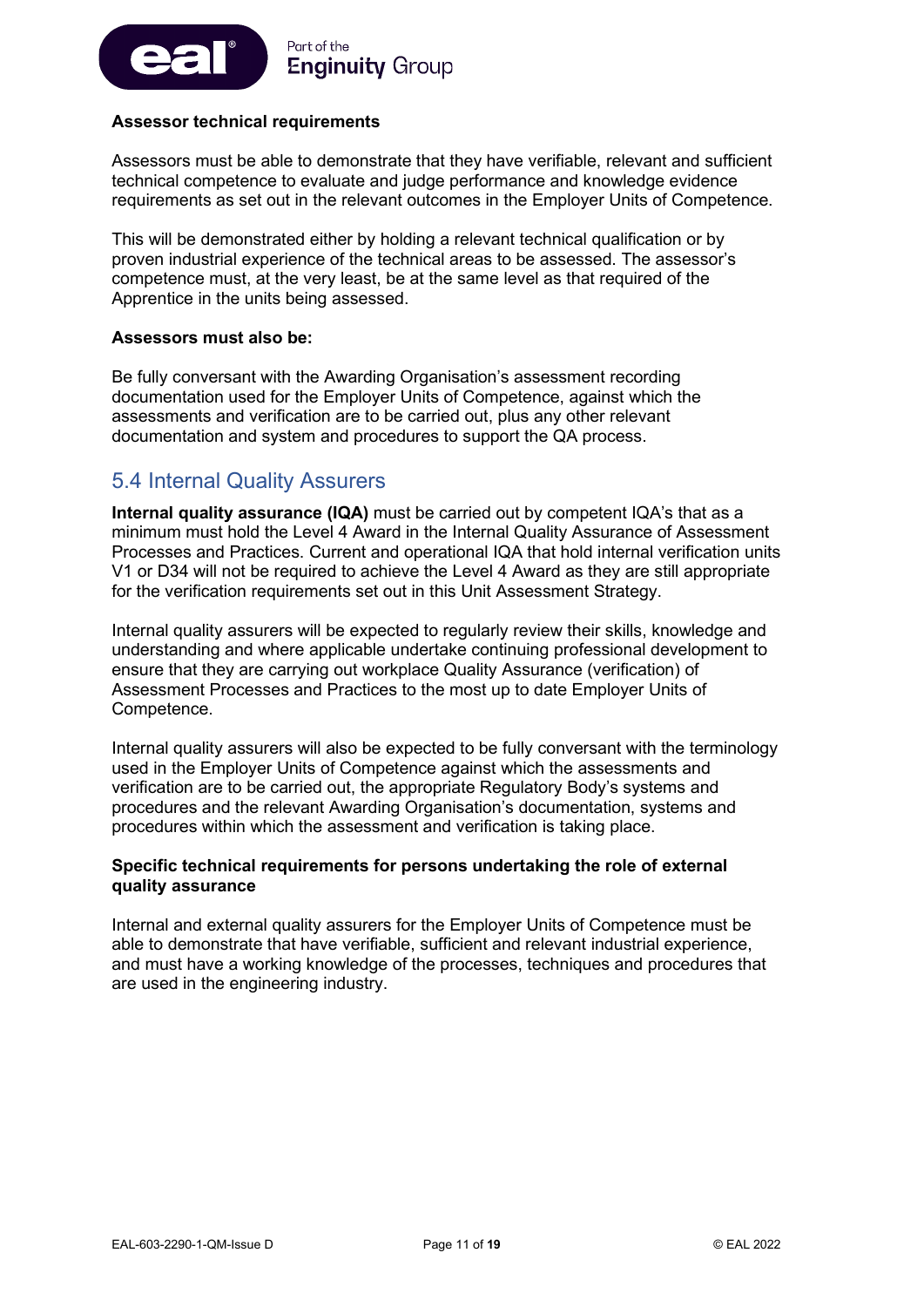**Assessor technical requirements**

Assessors must be able to demonstrate that they have verifiable, relevant and sufficient technical competence to evaluate and judge performance and knowledge evidence requirements as set out in the relevant outcomes in the Employer Units of Competence.

This will be demonstrated either by holding a relevant technical qualification or by proven industrial experience of the technical areas to be assessed. The assessor's competence must, at the very least, be at the same level as that required of the Apprentice in the units being assessed.

**Assessors must also be:**

Be fully conversant with the Awarding Organisation's assessment recording documentation used for the Employer Units of Competence, against which the assessments and verification are to be carried out, plus any other relevant documentation and system and procedures to support the QA process.

## 5.4 Internal Quality Assurers

**Internal quality assurance (IQA)** must be carried out by competent IQA's that as a minimum must hold the Level 4 Award in the Internal Quality Assurance of Assessment Processes and Practices. Current and operational IQA that hold internal verification units V1 or D34 will not be required to achieve the Level 4 Award as they are still appropriate for the verification requirements set out in this Unit Assessment Strategy.

Internal quality assurers will be expected to regularly review their skills, knowledge and understanding and where applicable undertake continuing professional development to ensure that they are carrying out workplace Quality Assurance (verification) of Assessment Processes and Practices to the most up to date Employer Units of Competence.

Internal quality assurers will also be expected to be fully conversant with the terminology used in the Employer Units of Competence against which the assessments and verification are to be carried out, the appropriate Regulatory Body's systems and procedures and the relevant Awarding Organisation's documentation, systems and procedures within which the assessment and verification is taking place.

**Specific technical requirements for persons undertaking the role of external quality assurance**

Internal and external quality assurers for the Employer Units of Competence must be able to demonstrate that have verifiable, sufficient and relevant industrial experience, and must have a working knowledge of the processes, techniques and procedures that are used in the engineering industry.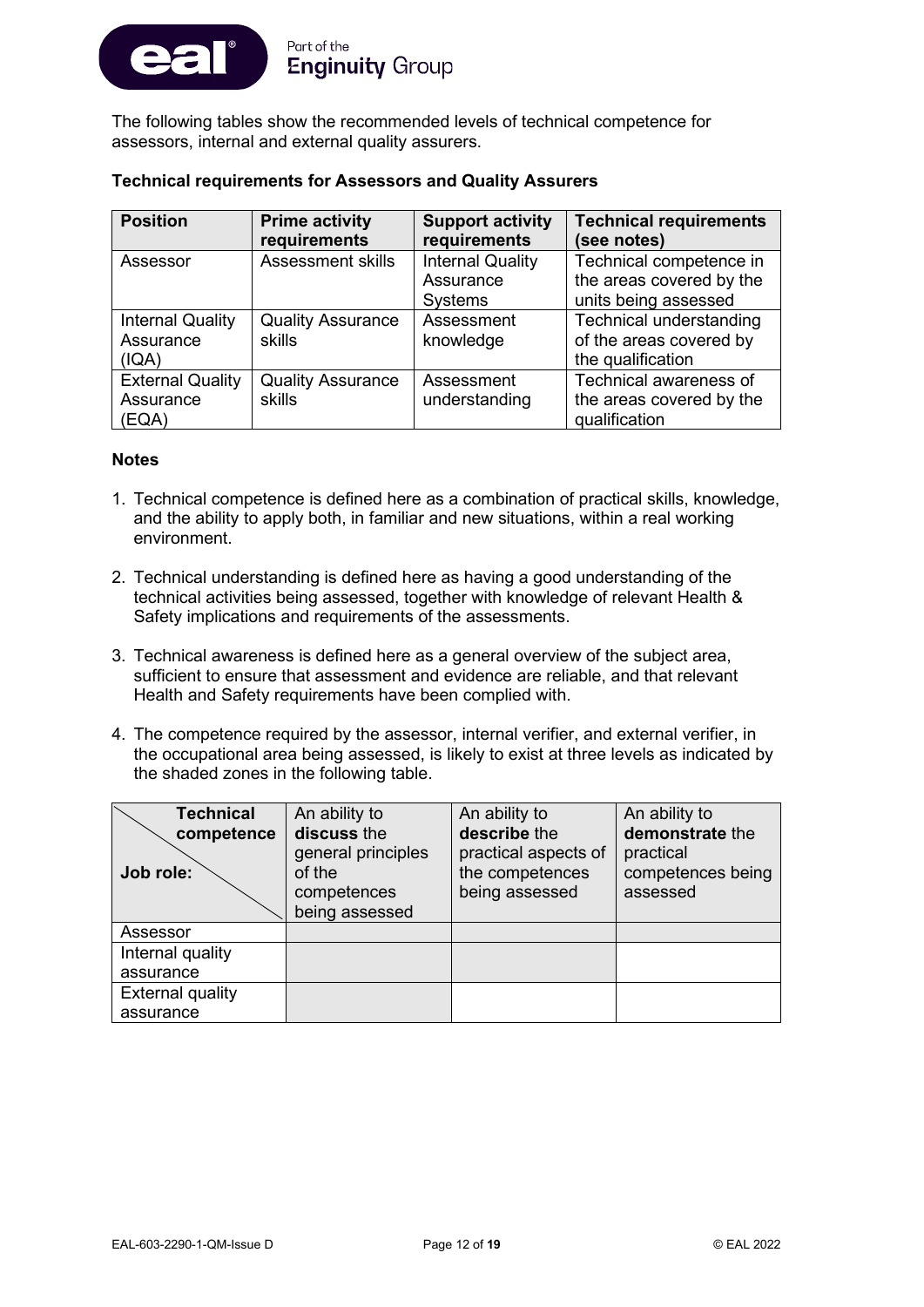The following tables show the recommended levels of technical competence for assessors, internal and external quality assurers.

**Technical requirements for Assessors and Quality Assurers**

| Position | Prime activity requirements | Support activity requirements | Technical requirements (see notes) |
|---|---|---|---|
| Assessor | Assessment skills | Internal Quality Assurance Systems | Technical competence in the areas covered by the units being assessed |
| Internal Quality Assurance (IQA) | Quality Assurance skills | Assessment knowledge | Technical understanding of the areas covered by the qualification |
| External Quality Assurance (EQA) | Quality Assurance skills | Assessment understanding | Technical awareness of the areas covered by the qualification |

**Notes**

1. Technical competence is defined here as a combination of practical skills, knowledge, and the ability to apply both, in familiar and new situations, within a real working environment.
2. Technical understanding is defined here as having a good understanding of the technical activities being assessed, together with knowledge of relevant Health & Safety implications and requirements of the assessments.
3. Technical awareness is defined here as a general overview of the subject area, sufficient to ensure that assessment and evidence are reliable, and that relevant Health and Safety requirements have been complied with.
4. The competence required by the assessor, internal verifier, and external verifier, in the occupational area being assessed, is likely to exist at three levels as indicated by the shaded zones in the following table.

| Technical competence / Job role: | An ability to **discuss** the general principles of the competences being assessed | An ability to **describe** the practical aspects of the competences being assessed | An ability to **demonstrate** the practical competences being assessed |
|---|---|---|---|
| Assessor | ■ | ■ | ■ |
| Internal quality assurance | ■ | ■ | |
| External quality assurance | ■ | | |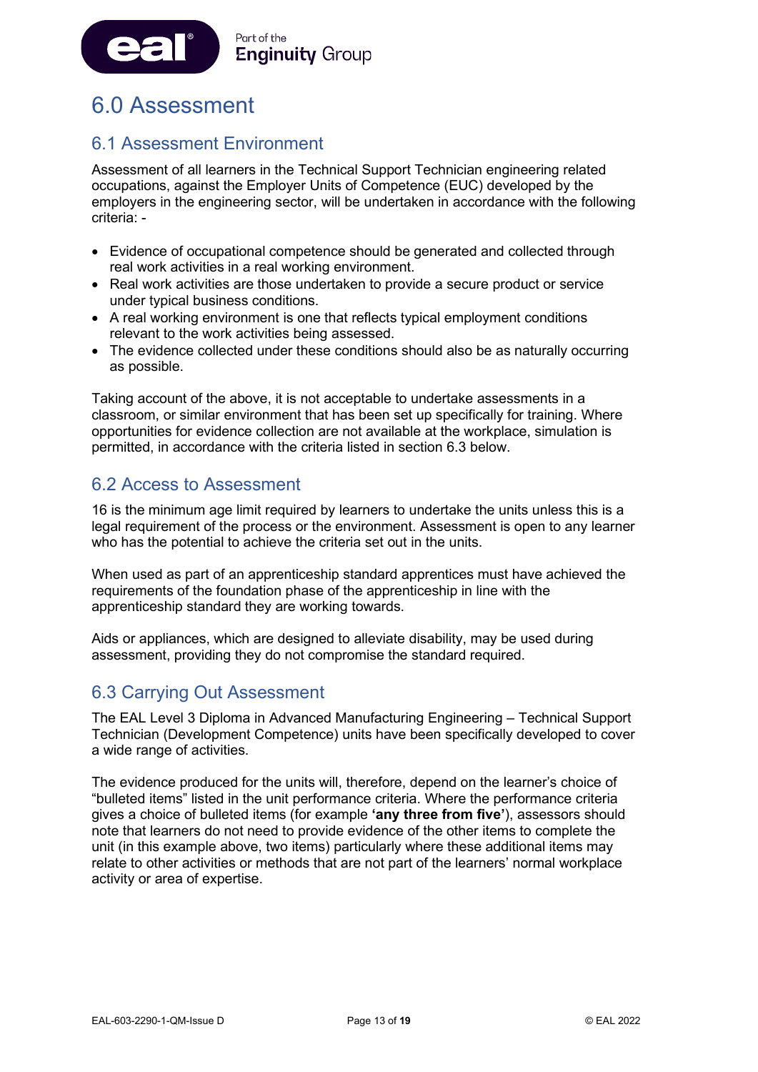# 6.0 Assessment

## 6.1 Assessment Environment

Assessment of all learners in the Technical Support Technician engineering related occupations, against the Employer Units of Competence (EUC) developed by the employers in the engineering sector, will be undertaken in accordance with the following criteria: -

- Evidence of occupational competence should be generated and collected through real work activities in a real working environment.
- Real work activities are those undertaken to provide a secure product or service under typical business conditions.
- A real working environment is one that reflects typical employment conditions relevant to the work activities being assessed.
- The evidence collected under these conditions should also be as naturally occurring as possible.

Taking account of the above, it is not acceptable to undertake assessments in a classroom, or similar environment that has been set up specifically for training. Where opportunities for evidence collection are not available at the workplace, simulation is permitted, in accordance with the criteria listed in section 6.3 below.

## 6.2 Access to Assessment

16 is the minimum age limit required by learners to undertake the units unless this is a legal requirement of the process or the environment. Assessment is open to any learner who has the potential to achieve the criteria set out in the units.

When used as part of an apprenticeship standard apprentices must have achieved the requirements of the foundation phase of the apprenticeship in line with the apprenticeship standard they are working towards.

Aids or appliances, which are designed to alleviate disability, may be used during assessment, providing they do not compromise the standard required.

## 6.3 Carrying Out Assessment

The EAL Level 3 Diploma in Advanced Manufacturing Engineering – Technical Support Technician (Development Competence) units have been specifically developed to cover a wide range of activities.

The evidence produced for the units will, therefore, depend on the learner's choice of "bulleted items" listed in the unit performance criteria. Where the performance criteria gives a choice of bulleted items (for example **'any three from five'**), assessors should note that learners do not need to provide evidence of the other items to complete the unit (in this example above, two items) particularly where these additional items may relate to other activities or methods that are not part of the learners' normal workplace activity or area of expertise.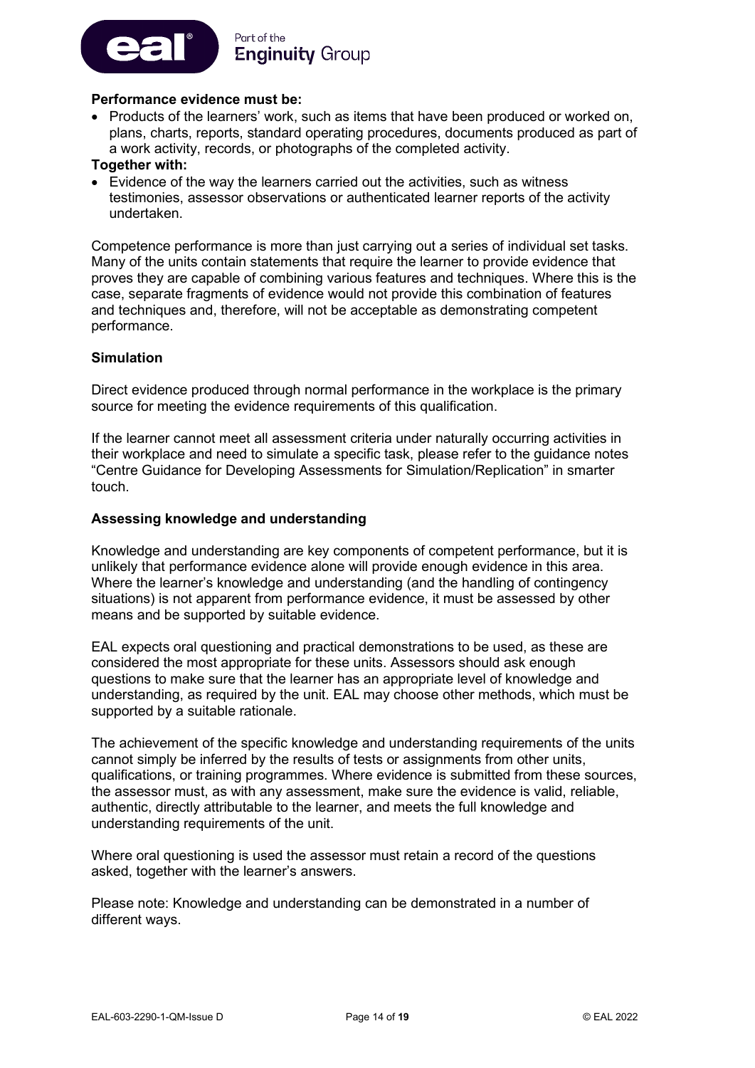**Performance evidence must be:**

- Products of the learners' work, such as items that have been produced or worked on, plans, charts, reports, standard operating procedures, documents produced as part of a work activity, records, or photographs of the completed activity.

**Together with:**

- Evidence of the way the learners carried out the activities, such as witness testimonies, assessor observations or authenticated learner reports of the activity undertaken.

Competence performance is more than just carrying out a series of individual set tasks. Many of the units contain statements that require the learner to provide evidence that proves they are capable of combining various features and techniques. Where this is the case, separate fragments of evidence would not provide this combination of features and techniques and, therefore, will not be acceptable as demonstrating competent performance.

**Simulation**

Direct evidence produced through normal performance in the workplace is the primary source for meeting the evidence requirements of this qualification.

If the learner cannot meet all assessment criteria under naturally occurring activities in their workplace and need to simulate a specific task, please refer to the guidance notes "Centre Guidance for Developing Assessments for Simulation/Replication" in smarter touch.

**Assessing knowledge and understanding**

Knowledge and understanding are key components of competent performance, but it is unlikely that performance evidence alone will provide enough evidence in this area. Where the learner's knowledge and understanding (and the handling of contingency situations) is not apparent from performance evidence, it must be assessed by other means and be supported by suitable evidence.

EAL expects oral questioning and practical demonstrations to be used, as these are considered the most appropriate for these units. Assessors should ask enough questions to make sure that the learner has an appropriate level of knowledge and understanding, as required by the unit. EAL may choose other methods, which must be supported by a suitable rationale.

The achievement of the specific knowledge and understanding requirements of the units cannot simply be inferred by the results of tests or assignments from other units, qualifications, or training programmes. Where evidence is submitted from these sources, the assessor must, as with any assessment, make sure the evidence is valid, reliable, authentic, directly attributable to the learner, and meets the full knowledge and understanding requirements of the unit.

Where oral questioning is used the assessor must retain a record of the questions asked, together with the learner's answers.

Please note: Knowledge and understanding can be demonstrated in a number of different ways.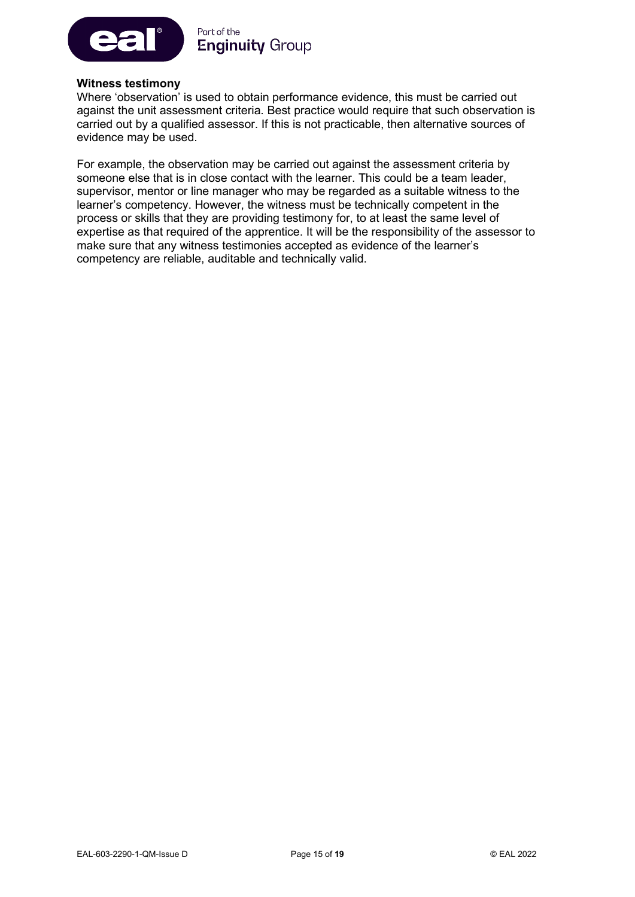**Witness testimony**

Where 'observation' is used to obtain performance evidence, this must be carried out against the unit assessment criteria. Best practice would require that such observation is carried out by a qualified assessor. If this is not practicable, then alternative sources of evidence may be used.

For example, the observation may be carried out against the assessment criteria by someone else that is in close contact with the learner. This could be a team leader, supervisor, mentor or line manager who may be regarded as a suitable witness to the learner's competency. However, the witness must be technically competent in the process or skills that they are providing testimony for, to at least the same level of expertise as that required of the apprentice. It will be the responsibility of the assessor to make sure that any witness testimonies accepted as evidence of the learner's competency are reliable, auditable and technically valid.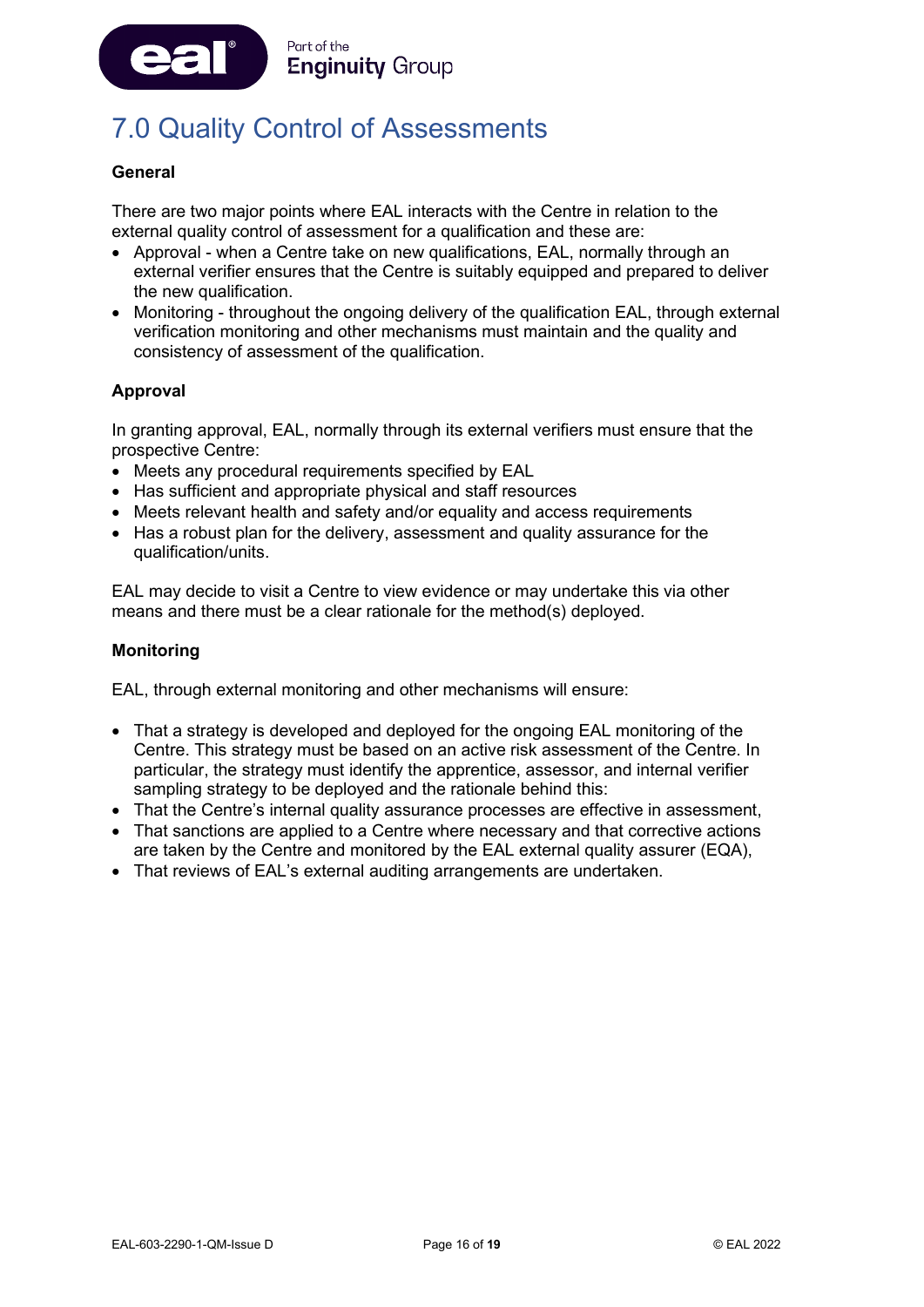# 7.0 Quality Control of Assessments

**General**

There are two major points where EAL interacts with the Centre in relation to the external quality control of assessment for a qualification and these are:

- Approval - when a Centre take on new qualifications, EAL, normally through an external verifier ensures that the Centre is suitably equipped and prepared to deliver the new qualification.
- Monitoring - throughout the ongoing delivery of the qualification EAL, through external verification monitoring and other mechanisms must maintain and the quality and consistency of assessment of the qualification.

**Approval**

In granting approval, EAL, normally through its external verifiers must ensure that the prospective Centre:

- Meets any procedural requirements specified by EAL
- Has sufficient and appropriate physical and staff resources
- Meets relevant health and safety and/or equality and access requirements
- Has a robust plan for the delivery, assessment and quality assurance for the qualification/units.

EAL may decide to visit a Centre to view evidence or may undertake this via other means and there must be a clear rationale for the method(s) deployed.

**Monitoring**

EAL, through external monitoring and other mechanisms will ensure:

- That a strategy is developed and deployed for the ongoing EAL monitoring of the Centre. This strategy must be based on an active risk assessment of the Centre. In particular, the strategy must identify the apprentice, assessor, and internal verifier sampling strategy to be deployed and the rationale behind this:
- That the Centre's internal quality assurance processes are effective in assessment,
- That sanctions are applied to a Centre where necessary and that corrective actions are taken by the Centre and monitored by the EAL external quality assurer (EQA),
- That reviews of EAL's external auditing arrangements are undertaken.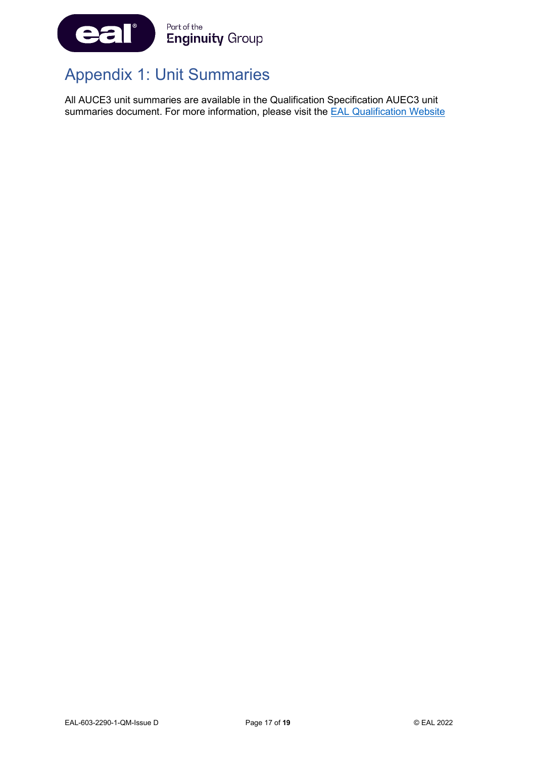# Appendix 1: Unit Summaries

All AUCE3 unit summaries are available in the Qualification Specification AUEC3 unit summaries document. For more information, please visit the [EAL Qualification Website]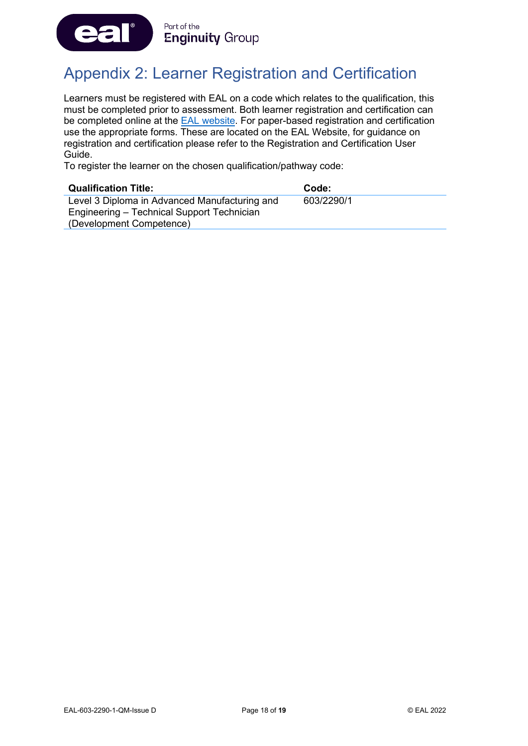# Appendix 2: Learner Registration and Certification

Learners must be registered with EAL on a code which relates to the qualification, this must be completed prior to assessment. Both learner registration and certification can be completed online at the EAL website. For paper-based registration and certification use the appropriate forms. These are located on the EAL Website, for guidance on registration and certification please refer to the Registration and Certification User Guide.

To register the learner on the chosen qualification/pathway code:

| Qualification Title: | Code: |
|---|---|
| Level 3 Diploma in Advanced Manufacturing and Engineering – Technical Support Technician (Development Competence) | 603/2290/1 |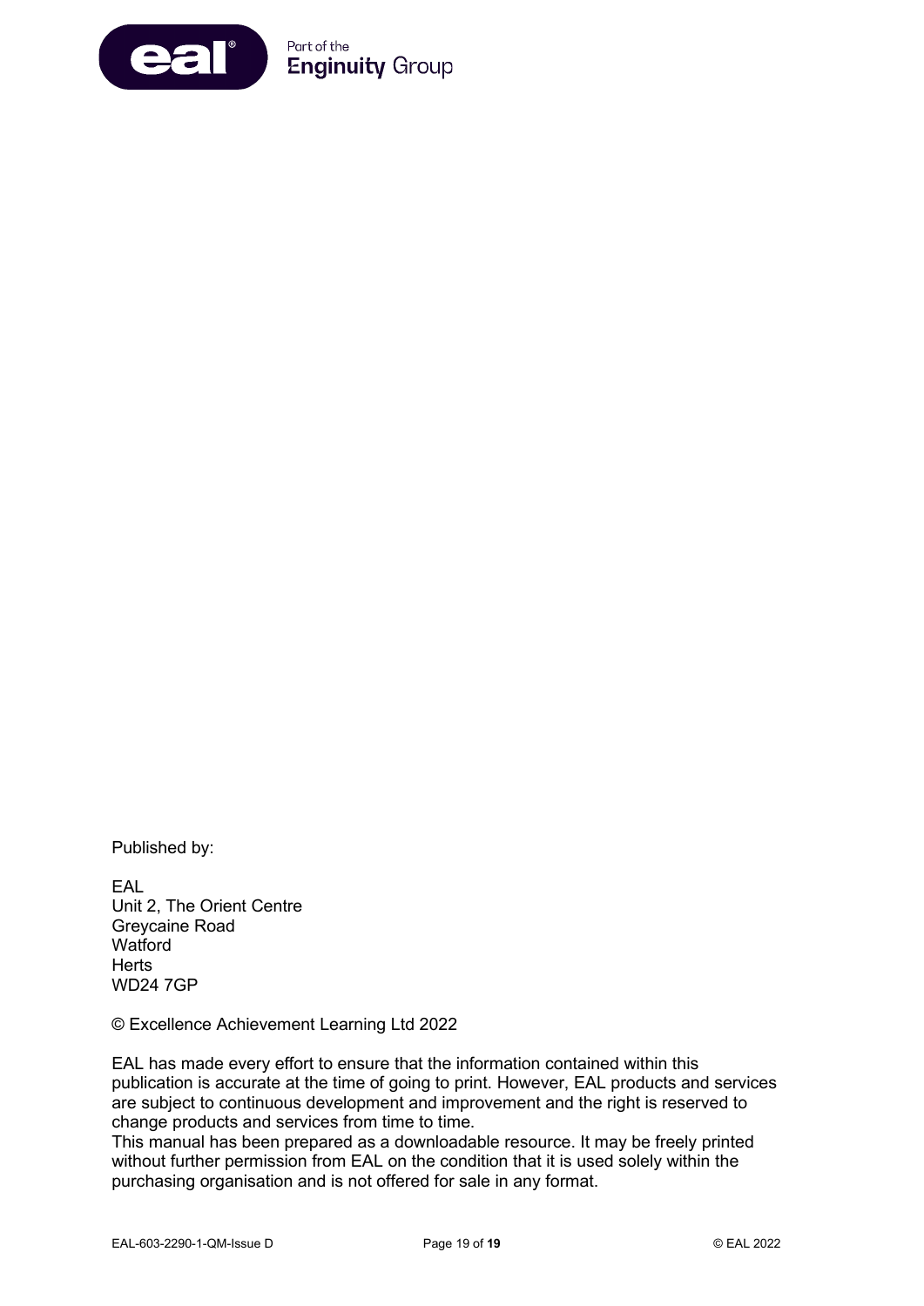Published by:

EAL
Unit 2, The Orient Centre
Greycaine Road
Watford
Herts
WD24 7GP

© Excellence Achievement Learning Ltd 2022

EAL has made every effort to ensure that the information contained within this publication is accurate at the time of going to print. However, EAL products and services are subject to continuous development and improvement and the right is reserved to change products and services from time to time.
This manual has been prepared as a downloadable resource. It may be freely printed without further permission from EAL on the condition that it is used solely within the purchasing organisation and is not offered for sale in any format.